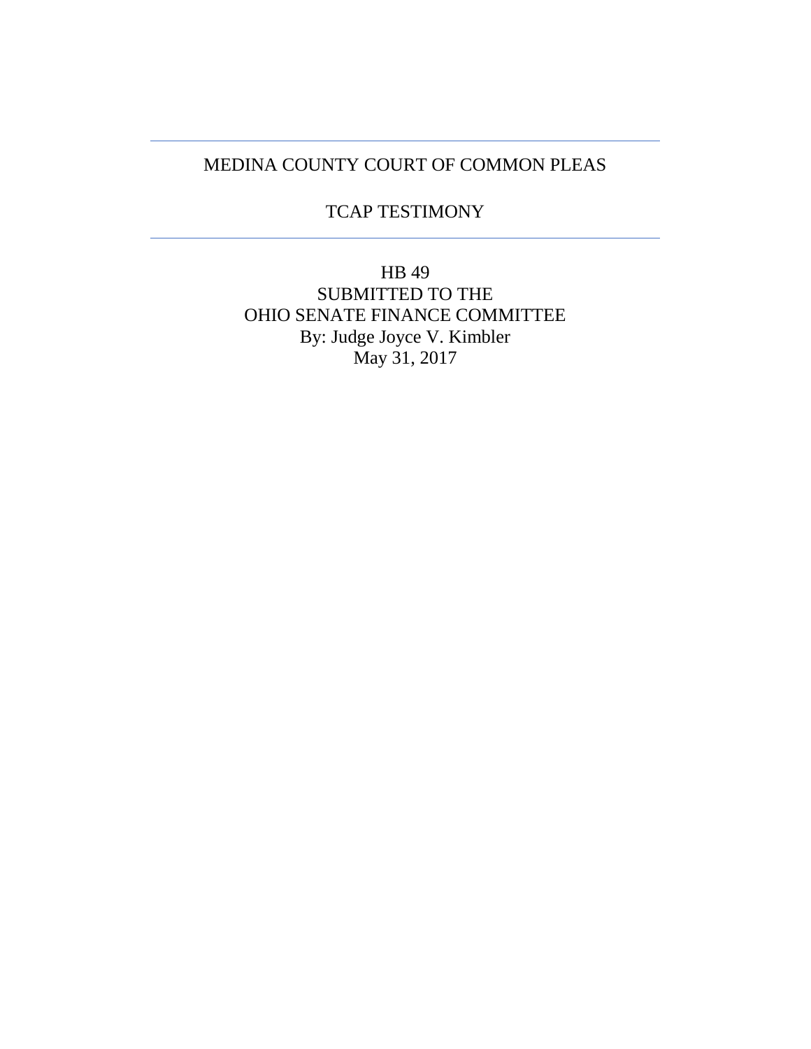---

# MEDINA COUNTY COURT OF COMMON PLEAS

## TCAP TESTIMONY

---

HB 49
SUBMITTED TO THE
OHIO SENATE FINANCE COMMITTEE
By: Judge Joyce V. Kimbler
May 31, 2017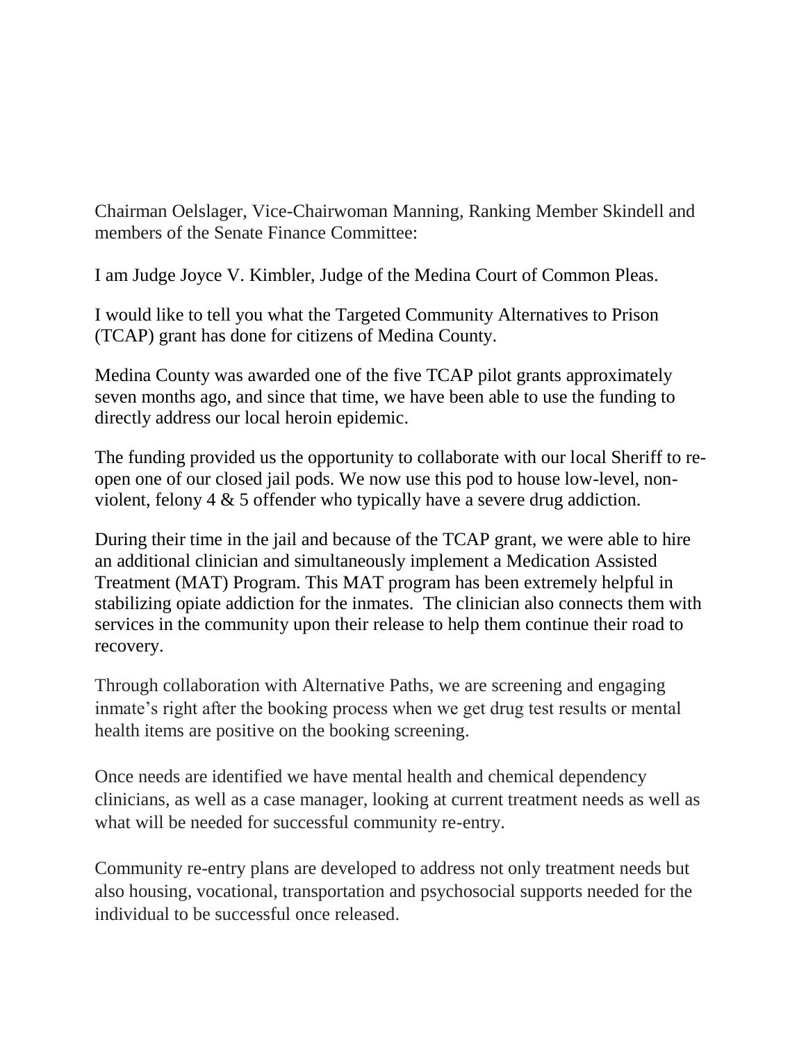Chairman Oelslager, Vice-Chairwoman Manning, Ranking Member Skindell and members of the Senate Finance Committee:

I am Judge Joyce V. Kimbler, Judge of the Medina Court of Common Pleas.

I would like to tell you what the Targeted Community Alternatives to Prison (TCAP) grant has done for citizens of Medina County.

Medina County was awarded one of the five TCAP pilot grants approximately seven months ago, and since that time, we have been able to use the funding to directly address our local heroin epidemic.

The funding provided us the opportunity to collaborate with our local Sheriff to re-open one of our closed jail pods. We now use this pod to house low-level, non-violent, felony 4 & 5 offender who typically have a severe drug addiction.

During their time in the jail and because of the TCAP grant, we were able to hire an additional clinician and simultaneously implement a Medication Assisted Treatment (MAT) Program. This MAT program has been extremely helpful in stabilizing opiate addiction for the inmates. The clinician also connects them with services in the community upon their release to help them continue their road to recovery.

Through collaboration with Alternative Paths, we are screening and engaging inmate's right after the booking process when we get drug test results or mental health items are positive on the booking screening.

Once needs are identified we have mental health and chemical dependency clinicians, as well as a case manager, looking at current treatment needs as well as what will be needed for successful community re-entry.

Community re-entry plans are developed to address not only treatment needs but also housing, vocational, transportation and psychosocial supports needed for the individual to be successful once released.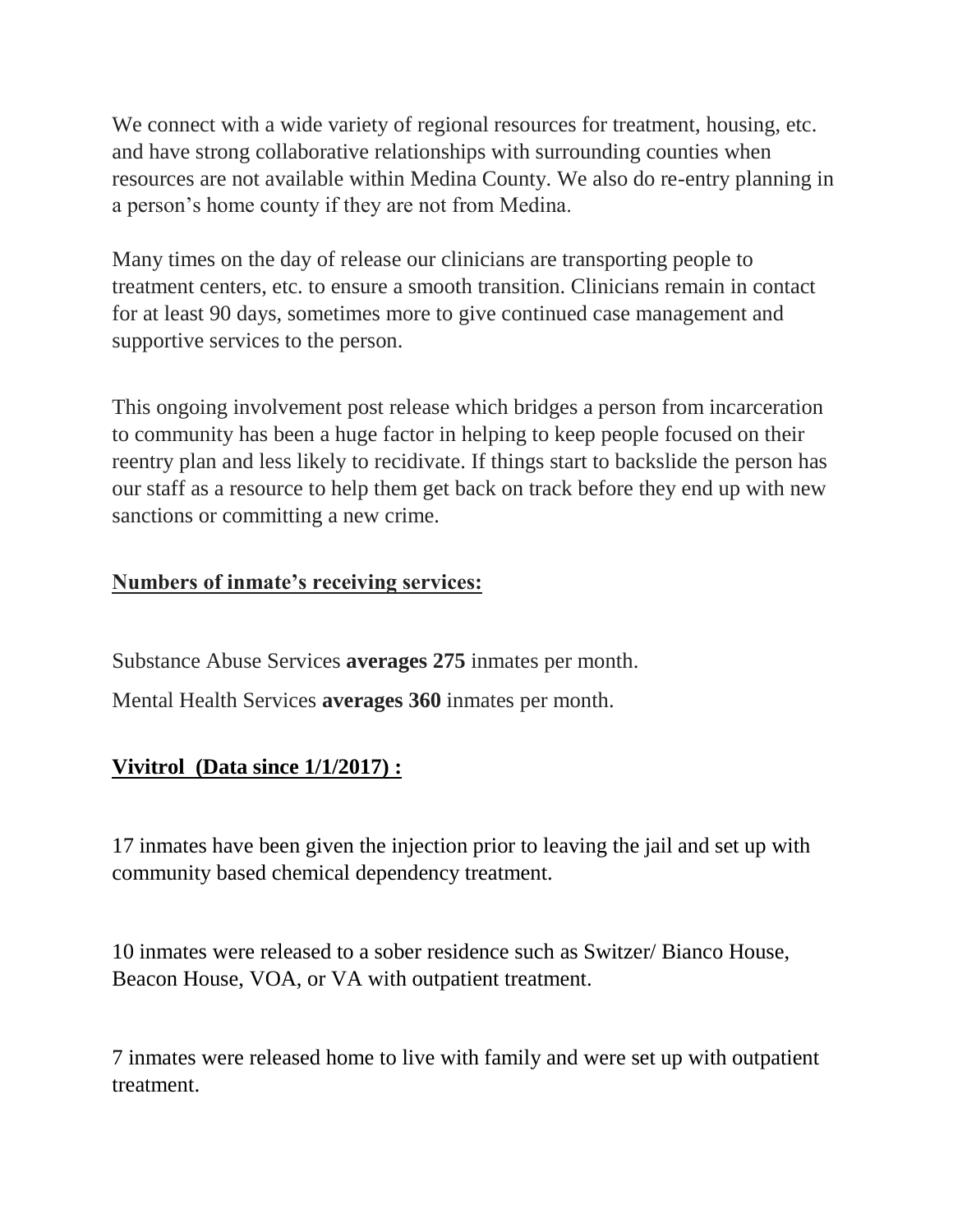We connect with a wide variety of regional resources for treatment, housing, etc. and have strong collaborative relationships with surrounding counties when resources are not available within Medina County. We also do re-entry planning in a person's home county if they are not from Medina.

Many times on the day of release our clinicians are transporting people to treatment centers, etc. to ensure a smooth transition. Clinicians remain in contact for at least 90 days, sometimes more to give continued case management and supportive services to the person.

This ongoing involvement post release which bridges a person from incarceration to community has been a huge factor in helping to keep people focused on their reentry plan and less likely to recidivate. If things start to backslide the person has our staff as a resource to help them get back on track before they end up with new sanctions or committing a new crime.

**Numbers of inmate's receiving services:**

Substance Abuse Services **averages 275** inmates per month.

Mental Health Services **averages 360** inmates per month.

**Vivitrol (Data since 1/1/2017) :**

17 inmates have been given the injection prior to leaving the jail and set up with community based chemical dependency treatment.

10 inmates were released to a sober residence such as Switzer/ Bianco House, Beacon House, VOA, or VA with outpatient treatment.

7 inmates were released home to live with family and were set up with outpatient treatment.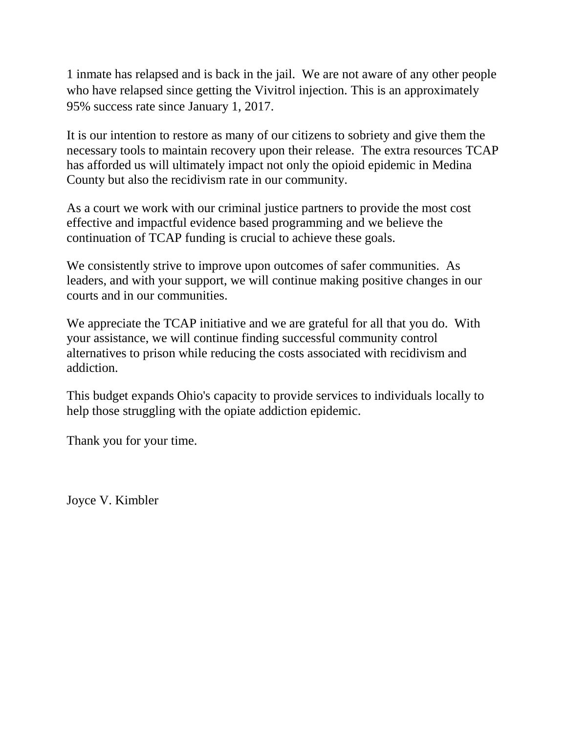1 inmate has relapsed and is back in the jail. We are not aware of any other people who have relapsed since getting the Vivitrol injection. This is an approximately 95% success rate since January 1, 2017.

It is our intention to restore as many of our citizens to sobriety and give them the necessary tools to maintain recovery upon their release. The extra resources TCAP has afforded us will ultimately impact not only the opioid epidemic in Medina County but also the recidivism rate in our community.

As a court we work with our criminal justice partners to provide the most cost effective and impactful evidence based programming and we believe the continuation of TCAP funding is crucial to achieve these goals.

We consistently strive to improve upon outcomes of safer communities. As leaders, and with your support, we will continue making positive changes in our courts and in our communities.

We appreciate the TCAP initiative and we are grateful for all that you do. With your assistance, we will continue finding successful community control alternatives to prison while reducing the costs associated with recidivism and addiction.

This budget expands Ohio's capacity to provide services to individuals locally to help those struggling with the opiate addiction epidemic.

Thank you for your time.

Joyce V. Kimbler